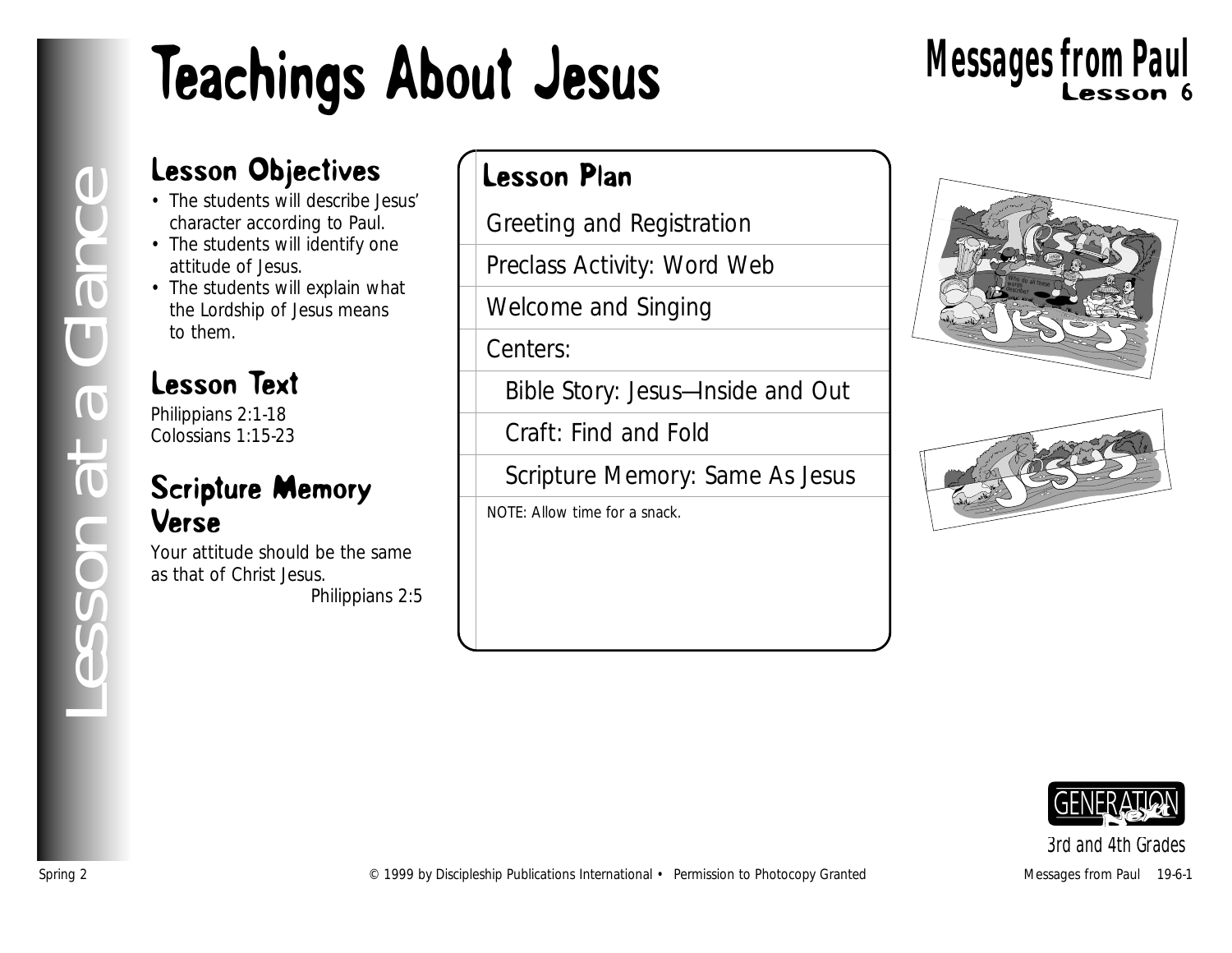# Teachings About Jesus

**Messages from Paul**
**Lesson 6**

Lesson at a Glance

## Lesson Objectives

- The students will describe Jesus' character according to Paul.
- The students will identify one attitude of Jesus.
- The students will explain what the Lordship of Jesus means to them.

## Lesson Text

Philippians 2:1-18
Colossians 1:15-23

## Scripture Memory Verse

Your attitude should be the same as that of Christ Jesus.
Philippians 2:5

## Lesson Plan

- Greeting and Registration
- Preclass Activity: Word Web
- Welcome and Singing
- Centers:
  - Bible Story: Jesus—Inside and Out
  - Craft: Find and Fold
  - Scripture Memory: Same As Jesus

*NOTE: Allow time for a snack.*

GENERATION Next
3rd and 4th Grades

Spring 2 © 1999 by Discipleship Publications International • Permission to Photocopy Granted Messages from Paul 19-6-1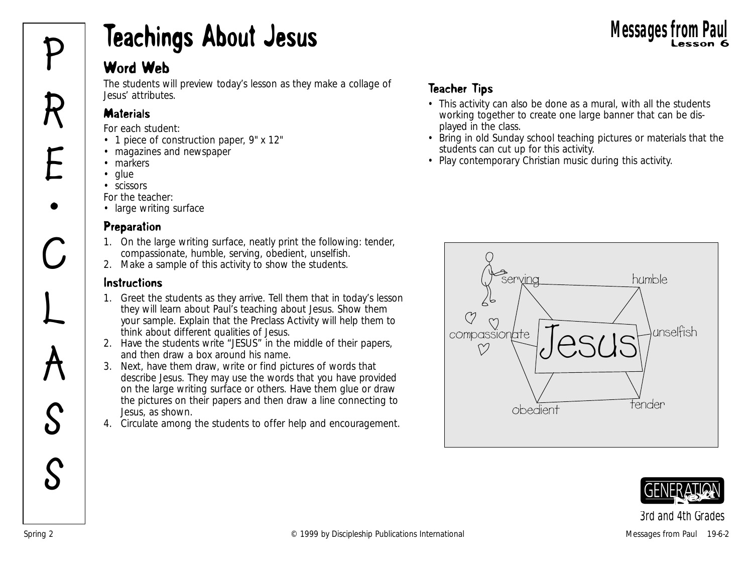# Teachings About Jesus

**Messages from Paul**
**Lesson 6**

## Word Web

The students will preview today's lesson as they make a collage of Jesus' attributes.

### Materials

For each student:
- 1 piece of construction paper, 9" x 12"
- magazines and newspaper
- markers
- glue
- scissors

For the teacher:
- large writing surface

### Preparation

1. On the large writing surface, neatly print the following: tender, compassionate, humble, serving, obedient, unselfish.
2. Make a sample of this activity to show the students.

### Instructions

1. Greet the students as they arrive. Tell them that in today's lesson they will learn about Paul's teaching about Jesus. Show them your sample. Explain that the Preclass Activity will help them to think about different qualities of Jesus.
2. Have the students write "JESUS" in the middle of their papers, and then draw a box around his name.
3. Next, have them draw, write or find pictures of words that describe Jesus. They may use the words that you have provided on the large writing surface or others. Have them glue or draw the pictures on their papers and then draw a line connecting to Jesus, as shown.
4. Circulate among the students to offer help and encouragement.

### Teacher Tips

- This activity can also be done as a mural, with all the students working together to create one large banner that can be displayed in the class.
- Bring in old Sunday school teaching pictures or materials that the students can cut up for this activity.
- Play contemporary Christian music during this activity.

serving · humble · compassionate · Jesus · unselfish · obedient · tender

3rd and 4th Grades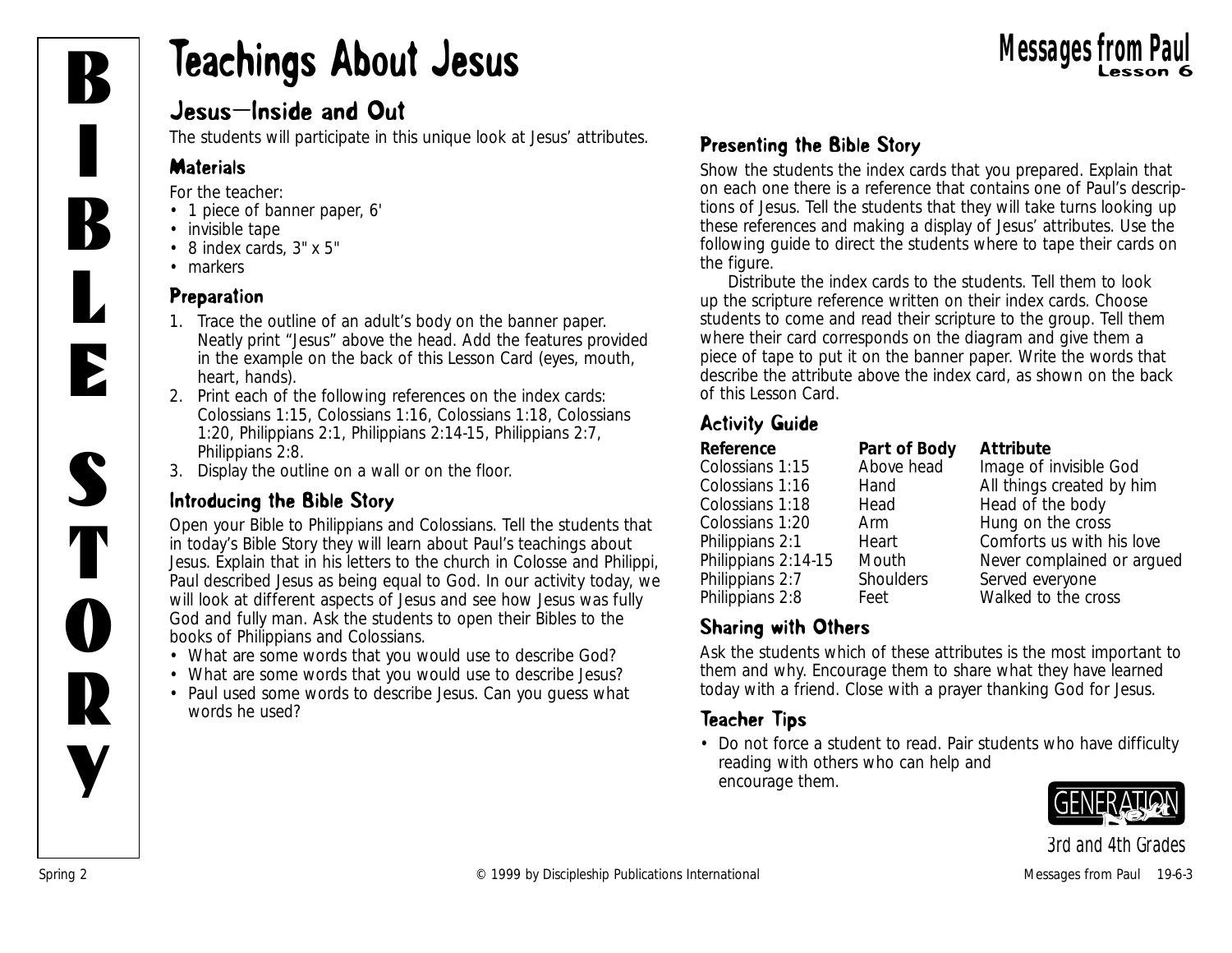# Teachings About Jesus

**Messages from Paul**
**Lesson 6**

## Jesus—Inside and Out

The students will participate in this unique look at Jesus' attributes.

### Materials

For the teacher:

- 1 piece of banner paper, 6'
- invisible tape
- 8 index cards, 3" x 5"
- markers

### Preparation

1. Trace the outline of an adult's body on the banner paper. Neatly print "Jesus" above the head. Add the features provided in the example on the back of this Lesson Card (eyes, mouth, heart, hands).
2. Print each of the following references on the index cards: Colossians 1:15, Colossians 1:16, Colossians 1:18, Colossians 1:20, Philippians 2:1, Philippians 2:14-15, Philippians 2:7, Philippians 2:8.
3. Display the outline on a wall or on the floor.

### Introducing the Bible Story

Open your Bible to Philippians and Colossians. Tell the students that in today's Bible Story they will learn about Paul's teachings about Jesus. Explain that in his letters to the church in Colosse and Philippi, Paul described Jesus as being equal to God. In our activity today, we will look at different aspects of Jesus and see how Jesus was fully God and fully man. Ask the students to open their Bibles to the books of Philippians and Colossians.

- What are some words that you would use to describe God?
- What are some words that you would use to describe Jesus?
- Paul used some words to describe Jesus. Can you guess what words he used?

### Presenting the Bible Story

Show the students the index cards that you prepared. Explain that on each one there is a reference that contains one of Paul's descriptions of Jesus. Tell the students that they will take turns looking up these references and making a display of Jesus' attributes. Use the following guide to direct the students where to tape their cards on the figure.

Distribute the index cards to the students. Tell them to look up the scripture reference written on their index cards. Choose students to come and read their scripture to the group. Tell them where their card corresponds on the diagram and give them a piece of tape to put it on the banner paper. Write the words that describe the attribute above the index card, as shown on the back of this Lesson Card.

### Activity Guide

| Reference | Part of Body | Attribute |
|---|---|---|
| Colossians 1:15 | Above head | Image of invisible God |
| Colossians 1:16 | Hand | All things created by him |
| Colossians 1:18 | Head | Head of the body |
| Colossians 1:20 | Arm | Hung on the cross |
| Philippians 2:1 | Heart | Comforts us with his love |
| Philippians 2:14-15 | Mouth | Never complained or argued |
| Philippians 2:7 | Shoulders | Served everyone |
| Philippians 2:8 | Feet | Walked to the cross |

### Sharing with Others

Ask the students which of these attributes is the most important to them and why. Encourage them to share what they have learned today with a friend. Close with a prayer thanking God for Jesus.

### Teacher Tips

- Do not force a student to read. Pair students who have difficulty reading with others who can help and encourage them.

3rd and 4th Grades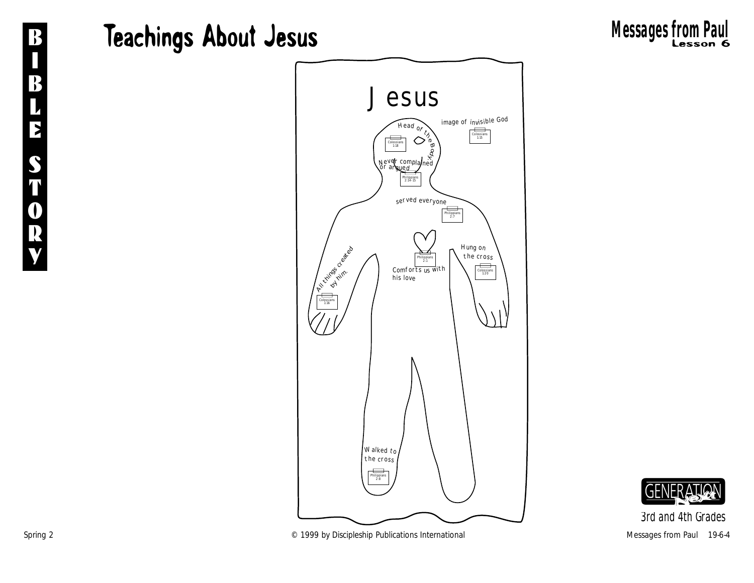# Teachings About Jesus

**Messages from Paul**
**Lesson 6**

Jesus

Head of the Body.
Colossians 1:18

image of invisible God
Colossians 1:15

Never complained or argued
Philippians 2:14-15

served everyone
Philippians 2:7

Comforts us with his love
Philippians 2:1

Hung on the cross
Colossians 1:20

All things created by him.
Colossians 1:16

Walked to the cross
Philippians 2:8

3rd and 4th Grades

Spring 2

© 1999 by Discipleship Publications International

Messages from Paul 19-6-4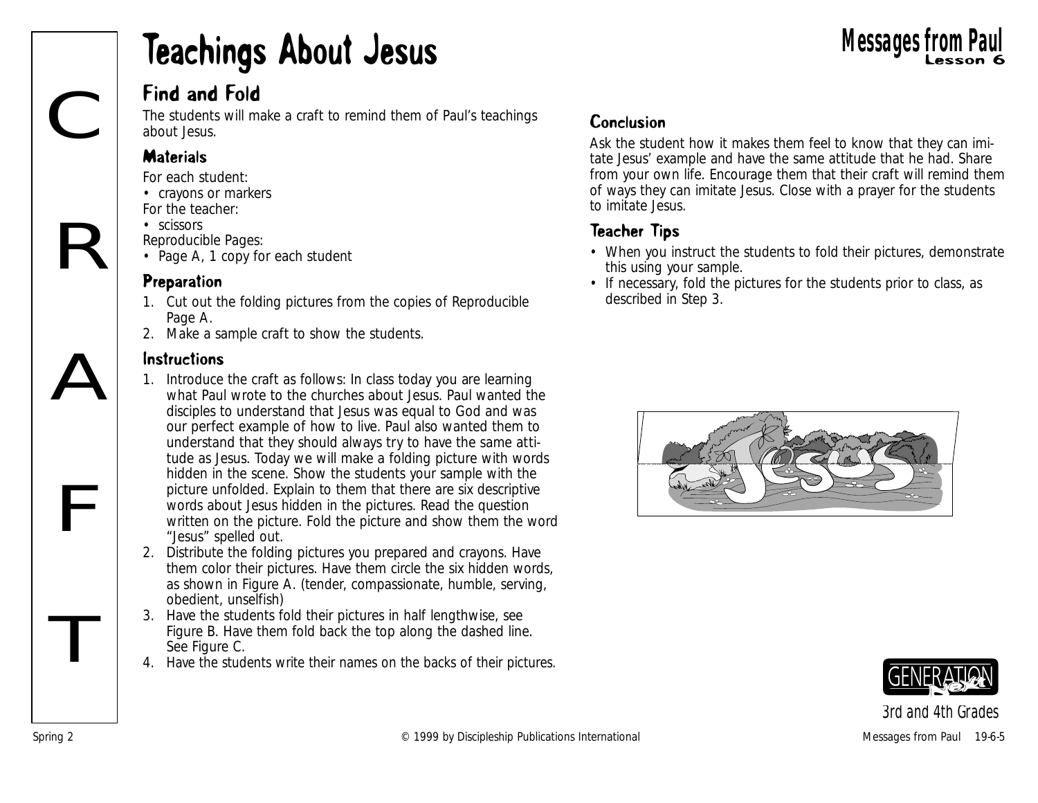# Teachings About Jesus

## Find and Fold

The students will make a craft to remind them of Paul's teachings about Jesus.

### Materials

For each student:
- crayons or markers

For the teacher:
- scissors

Reproducible Pages:
- Page A, 1 copy for each student

### Preparation

1. Cut out the folding pictures from the copies of Reproducible Page A.
2. Make a sample craft to show the students.

### Instructions

1. Introduce the craft as follows: In class today you are learning what Paul wrote to the churches about Jesus. Paul wanted the disciples to understand that Jesus was equal to God and was our perfect example of how to live. Paul also wanted them to understand that they should always try to have the same attitude as Jesus. Today we will make a folding picture with words hidden in the scene. Show the students your sample with the picture unfolded. Explain to them that there are six descriptive words about Jesus hidden in the pictures. Read the question written on the picture. Fold the picture and show them the word "Jesus" spelled out.
2. Distribute the folding pictures you prepared and crayons. Have them color their pictures. Have them circle the six hidden words, as shown in Figure A. (tender, compassionate, humble, serving, obedient, unselfish)
3. Have the students fold their pictures in half lengthwise, see Figure B. Have them fold back the top along the dashed line. See Figure C.
4. Have the students write their names on the backs of their pictures.

### Conclusion

Ask the student how it makes them feel to know that they can imitate Jesus' example and have the same attitude that he had. Share from your own life. Encourage them that their craft will remind them of ways they can imitate Jesus. Close with a prayer for the students to imitate Jesus.

### Teacher Tips

- When you instruct the students to fold their pictures, demonstrate this using your sample.
- If necessary, fold the pictures for the students prior to class, as described in Step 3.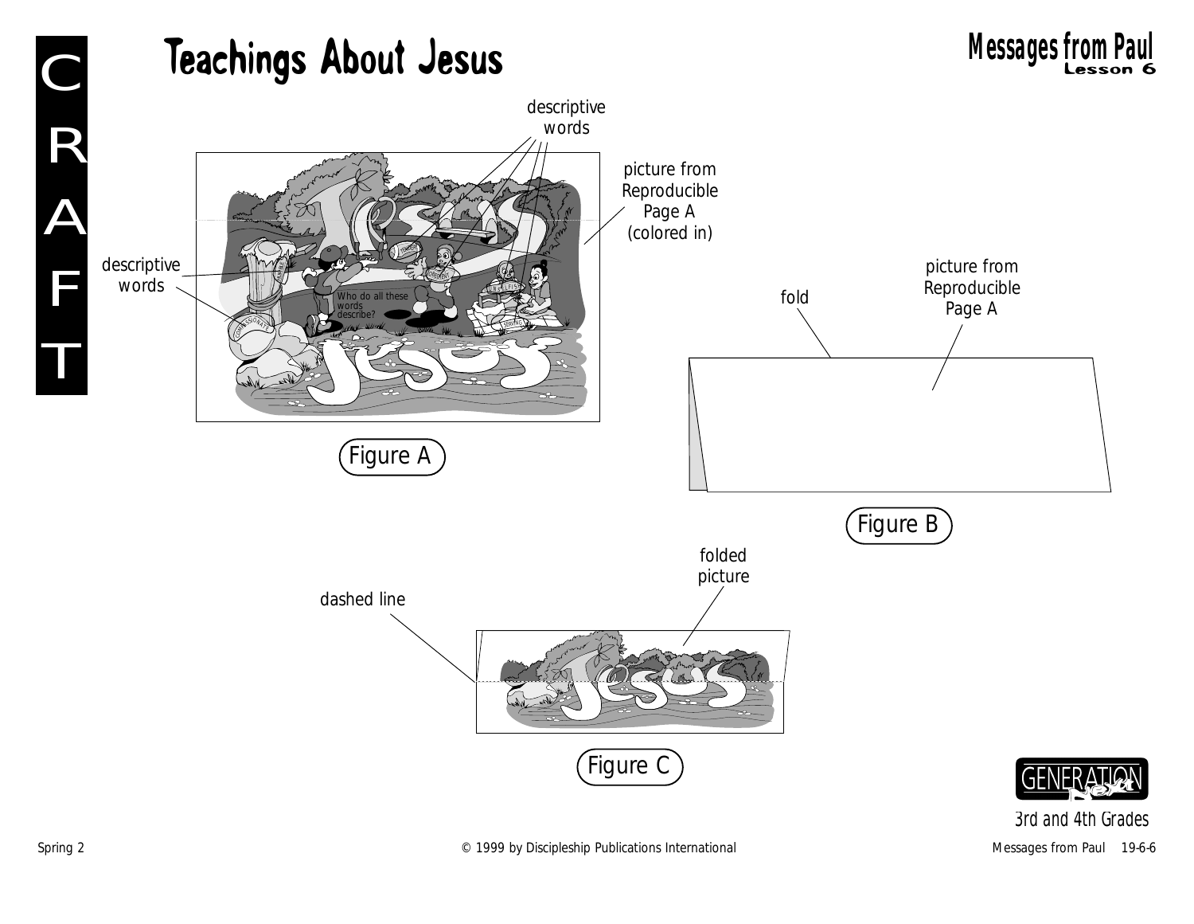# Teachings About Jesus

**Messages from Paul**
**Lesson 6**

CRAFT

descriptive words

picture from Reproducible Page A (colored in)

descriptive words

Who do all these words describe?

Figure A

fold

picture from Reproducible Page A

Figure B

folded picture

dashed line

Figure C

3rd and 4th Grades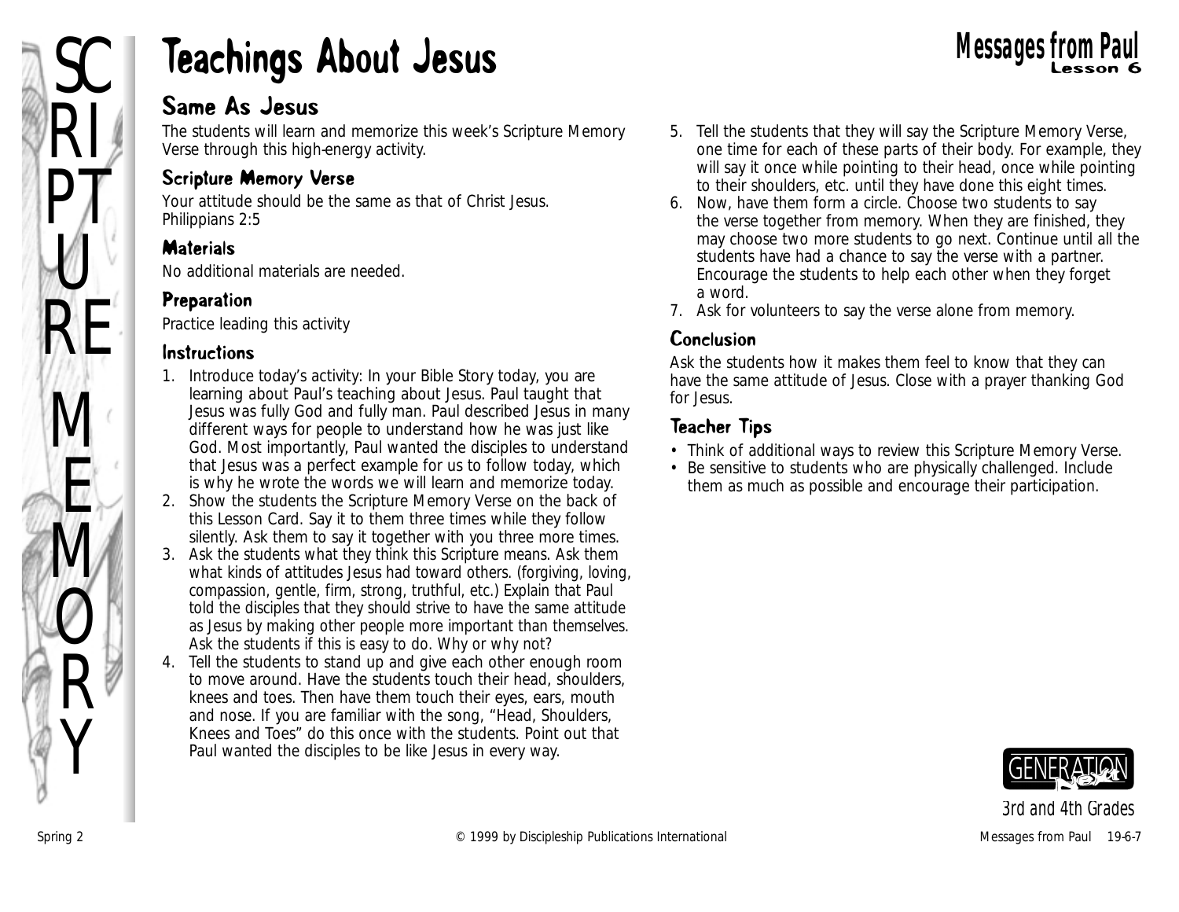# Teachings About Jesus

## Same As Jesus

The students will learn and memorize this week's Scripture Memory Verse through this high-energy activity.

### Scripture Memory Verse

Your attitude should be the same as that of Christ Jesus.
Philippians 2:5

### Materials

No additional materials are needed.

### Preparation

Practice leading this activity

### Instructions

1. Introduce today's activity: In your Bible Story today, you are learning about Paul's teaching about Jesus. Paul taught that Jesus was fully God and fully man. Paul described Jesus in many different ways for people to understand how he was just like God. Most importantly, Paul wanted the disciples to understand that Jesus was a perfect example for us to follow today, which is why he wrote the words we will learn and memorize today.
2. Show the students the Scripture Memory Verse on the back of this Lesson Card. Say it to them three times while they follow silently. Ask them to say it together with you three more times.
3. Ask the students what they think this Scripture means. Ask them what kinds of attitudes Jesus had toward others. (forgiving, loving, compassion, gentle, firm, strong, truthful, etc.) Explain that Paul told the disciples that they should strive to have the same attitude as Jesus by making other people more important than themselves. Ask the students if this is easy to do. Why or why not?
4. Tell the students to stand up and give each other enough room to move around. Have the students touch their head, shoulders, knees and toes. Then have them touch their eyes, ears, mouth and nose. If you are familiar with the song, "Head, Shoulders, Knees and Toes" do this once with the students. Point out that Paul wanted the disciples to be like Jesus in every way.
5. Tell the students that they will say the Scripture Memory Verse, one time for each of these parts of their body. For example, they will say it once while pointing to their head, once while pointing to their shoulders, etc. until they have done this eight times.
6. Now, have them form a circle. Choose two students to say the verse together from memory. When they are finished, they may choose two more students to go next. Continue until all the students have had a chance to say the verse with a partner. Encourage the students to help each other when they forget a word.
7. Ask for volunteers to say the verse alone from memory.

### Conclusion

Ask the students how it makes them feel to know that they can have the same attitude of Jesus. Close with a prayer thanking God for Jesus.

### Teacher Tips

- Think of additional ways to review this Scripture Memory Verse.
- Be sensitive to students who are physically challenged. Include them as much as possible and encourage their participation.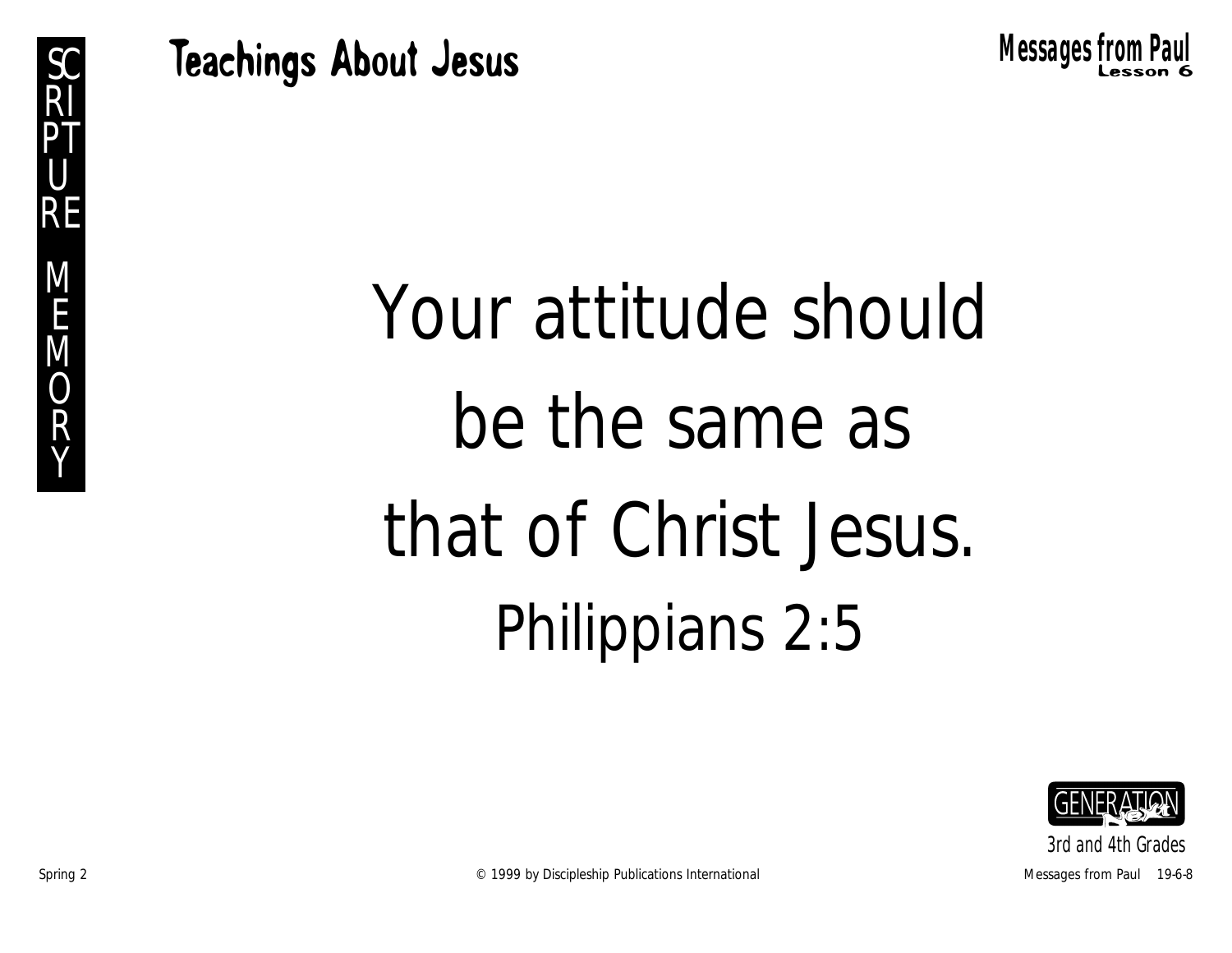# Your attitude should be the same as that of Christ Jesus.

Philippians 2:5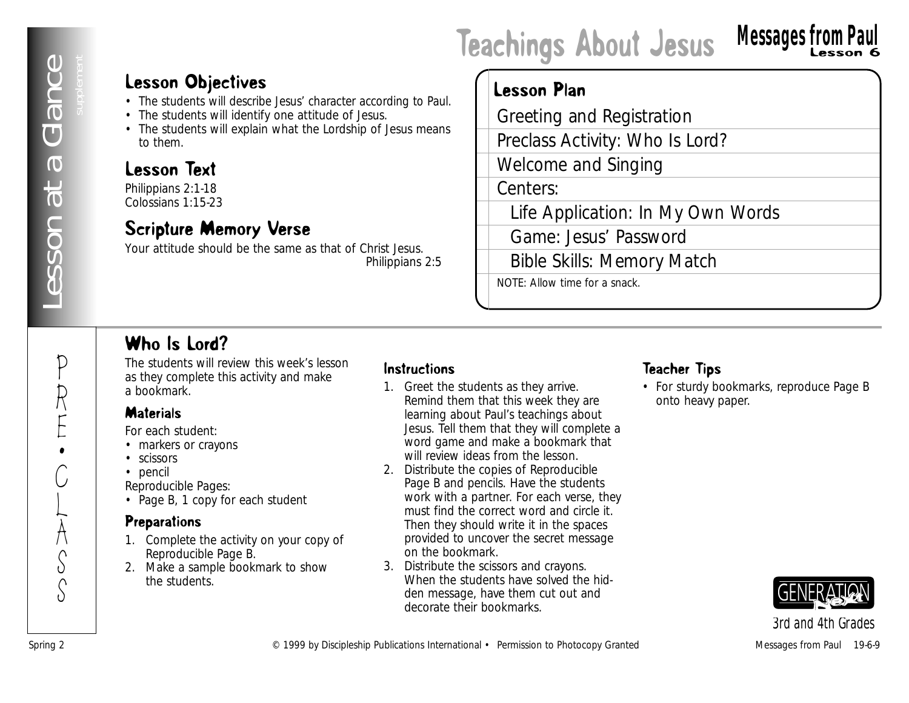# Teachings About Jesus

## Messages from Paul
Lesson 6

Lesson at a Glance
supplement

## Lesson Objectives

- The students will describe Jesus' character according to Paul.
- The students will identify one attitude of Jesus.
- The students will explain what the Lordship of Jesus means to them.

## Lesson Text

Philippians 2:1-18
Colossians 1:15-23

## Scripture Memory Verse

Your attitude should be the same as that of Christ Jesus.
Philippians 2:5

## Lesson Plan

- Greeting and Registration
- Preclass Activity: Who Is Lord?
- Welcome and Singing
- Centers:
  - Life Application: In My Own Words
  - Game: Jesus' Password
  - Bible Skills: Memory Match

NOTE: Allow time for a snack.

PRE•CLASS

## Who Is Lord?

The students will review this week's lesson as they complete this activity and make a bookmark.

### Materials

For each student:
- markers or crayons
- scissors
- pencil

Reproducible Pages:
- Page B, 1 copy for each student

### Preparations

1. Complete the activity on your copy of Reproducible Page B.
2. Make a sample bookmark to show the students.

### Instructions

1. Greet the students as they arrive. Remind them that this week they are learning about Paul's teachings about Jesus. Tell them that they will complete a word game and make a bookmark that will review ideas from the lesson.
2. Distribute the copies of Reproducible Page B and pencils. Have the students work with a partner. For each verse, they must find the correct word and circle it. Then they should write it in the spaces provided to uncover the secret message on the bookmark.
3. Distribute the scissors and crayons. When the students have solved the hidden message, have them cut out and decorate their bookmarks.

### Teacher Tips

- For sturdy bookmarks, reproduce Page B onto heavy paper.

GENERATION Next
3rd and 4th Grades

Spring 2 © 1999 by Discipleship Publications International • Permission to Photocopy Granted Messages from Paul 19-6-9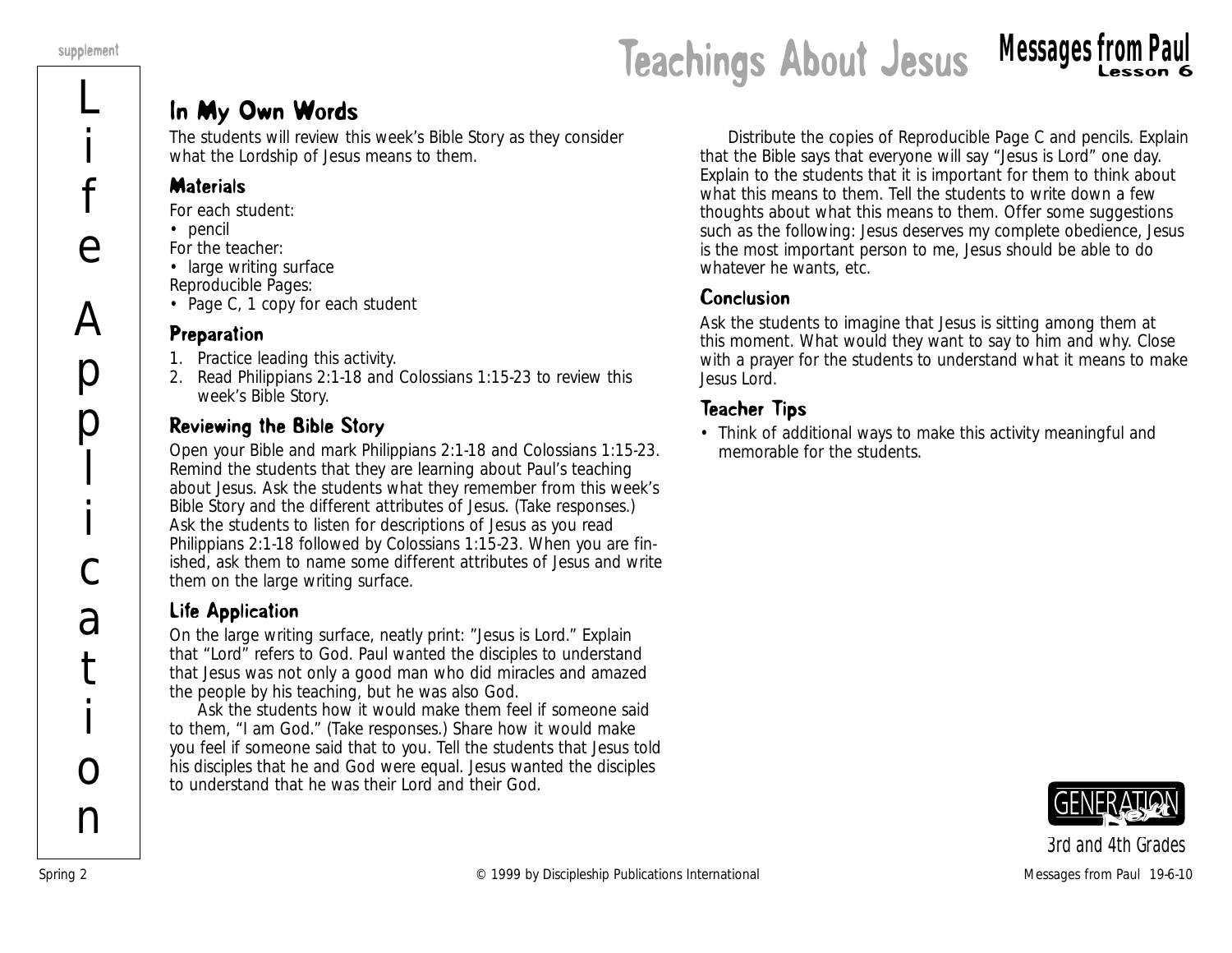# Teachings About Jesus

## Messages from Paul — Lesson 6

## In My Own Words

The students will review this week's Bible Story as they consider what the Lordship of Jesus means to them.

### Materials

For each student:
- pencil

For the teacher:
- large writing surface

Reproducible Pages:
- Page C, 1 copy for each student

### Preparation

1. Practice leading this activity.
2. Read Philippians 2:1-18 and Colossians 1:15-23 to review this week's Bible Story.

### Reviewing the Bible Story

Open your Bible and mark Philippians 2:1-18 and Colossians 1:15-23. Remind the students that they are learning about Paul's teaching about Jesus. Ask the students what they remember from this week's Bible Story and the different attributes of Jesus. (Take responses.) Ask the students to listen for descriptions of Jesus as you read Philippians 2:1-18 followed by Colossians 1:15-23. When you are finished, ask them to name some different attributes of Jesus and write them on the large writing surface.

### Life Application

On the large writing surface, neatly print: "Jesus is Lord." Explain that "Lord" refers to God. Paul wanted the disciples to understand that Jesus was not only a good man who did miracles and amazed the people by his teaching, but he was also God.

Ask the students how it would make them feel if someone said to them, "I am God." (Take responses.) Share how it would make you feel if someone said that to you. Tell the students that Jesus told his disciples that he and God were equal. Jesus wanted the disciples to understand that he was their Lord and their God.

Distribute the copies of Reproducible Page C and pencils. Explain that the Bible says that everyone will say "Jesus is Lord" one day. Explain to the students that it is important for them to think about what this means to them. Tell the students to write down a few thoughts about what this means to them. Offer some suggestions such as the following: Jesus deserves my complete obedience, Jesus is the most important person to me, Jesus should be able to do whatever he wants, etc.

### Conclusion

Ask the students to imagine that Jesus is sitting among them at this moment. What would they want to say to him and why. Close with a prayer for the students to understand what it means to make Jesus Lord.

### Teacher Tips

- Think of additional ways to make this activity meaningful and memorable for the students.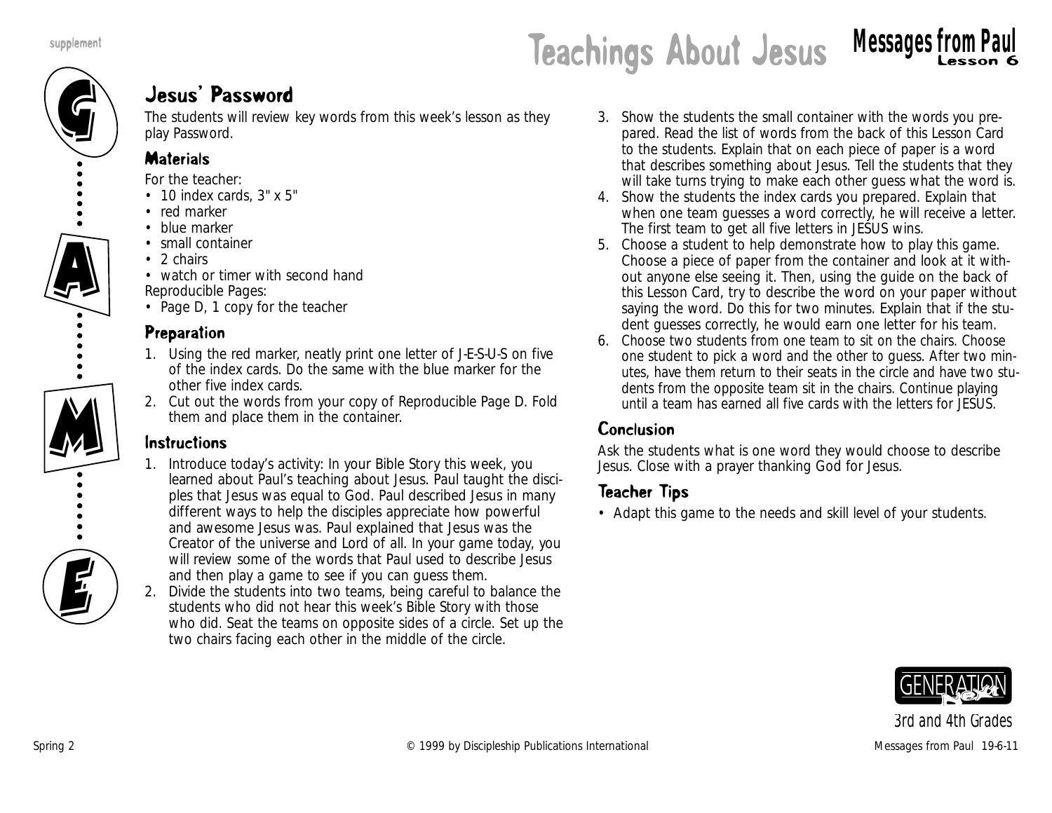# Jesus' Password

The students will review key words from this week's lesson as they play Password.

## Materials

For the teacher:

- 10 index cards, 3" x 5"
- red marker
- blue marker
- small container
- 2 chairs
- watch or timer with second hand

Reproducible Pages:

- Page D, 1 copy for the teacher

## Preparation

1. Using the red marker, neatly print one letter of J-E-S-U-S on five of the index cards. Do the same with the blue marker for the other five index cards.
2. Cut out the words from your copy of Reproducible Page D. Fold them and place them in the container.

## Instructions

1. Introduce today's activity: In your Bible Story this week, you learned about Paul's teaching about Jesus. Paul taught the disciples that Jesus was equal to God. Paul described Jesus in many different ways to help the disciples appreciate how powerful and awesome Jesus was. Paul explained that Jesus was the Creator of the universe and Lord of all. In your game today, you will review some of the words that Paul used to describe Jesus and then play a game to see if you can guess them.
2. Divide the students into two teams, being careful to balance the students who did not hear this week's Bible Story with those who did. Seat the teams on opposite sides of a circle. Set up the two chairs facing each other in the middle of the circle.
3. Show the students the small container with the words you prepared. Read the list of words from the back of this Lesson Card to the students. Explain that on each piece of paper is a word that describes something about Jesus. Tell the students that they will take turns trying to make each other guess what the word is.
4. Show the students the index cards you prepared. Explain that when one team guesses a word correctly, he will receive a letter. The first team to get all five letters in JESUS wins.
5. Choose a student to help demonstrate how to play this game. Choose a piece of paper from the container and look at it without anyone else seeing it. Then, using the guide on the back of this Lesson Card, try to describe the word on your paper without saying the word. Do this for two minutes. Explain that if the student guesses correctly, he would earn one letter for his team.
6. Choose two students from one team to sit on the chairs. Choose one student to pick a word and the other to guess. After two minutes, have them return to their seats in the circle and have two students from the opposite team sit in the chairs. Continue playing until a team has earned all five cards with the letters for JESUS.

## Conclusion

Ask the students what is one word they would choose to describe Jesus. Close with a prayer thanking God for Jesus.

## Teacher Tips

- Adapt this game to the needs and skill level of your students.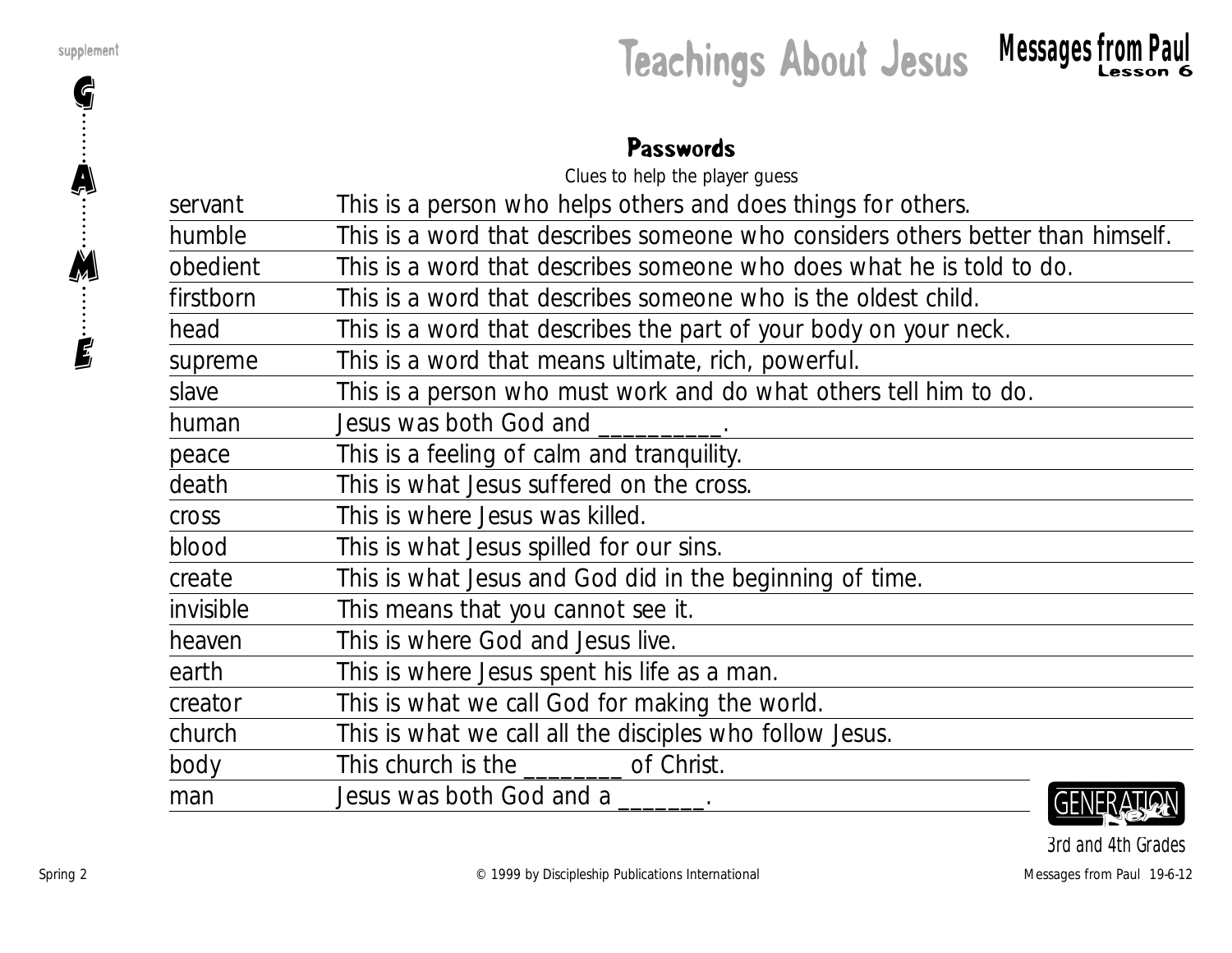## Passwords

Clues to help the player guess

| | |
|---|---|
| servant | This is a person who helps others and does things for others. |
| humble | This is a word that describes someone who considers others better than himself. |
| obedient | This is a word that describes someone who does what he is told to do. |
| firstborn | This is a word that describes someone who is the oldest child. |
| head | This is a word that describes the part of your body on your neck. |
| supreme | This is a word that means ultimate, rich, powerful. |
| slave | This is a person who must work and do what others tell him to do. |
| human | Jesus was both God and __________. |
| peace | This is a feeling of calm and tranquility. |
| death | This is what Jesus suffered on the cross. |
| cross | This is where Jesus was killed. |
| blood | This is what Jesus spilled for our sins. |
| create | This is what Jesus and God did in the beginning of time. |
| invisible | This means that you cannot see it. |
| heaven | This is where God and Jesus live. |
| earth | This is where Jesus spent his life as a man. |
| creator | This is what we call God for making the world. |
| church | This is what we call all the disciples who follow Jesus. |
| body | This church is the ________ of Christ. |
| man | Jesus was both God and a _______. |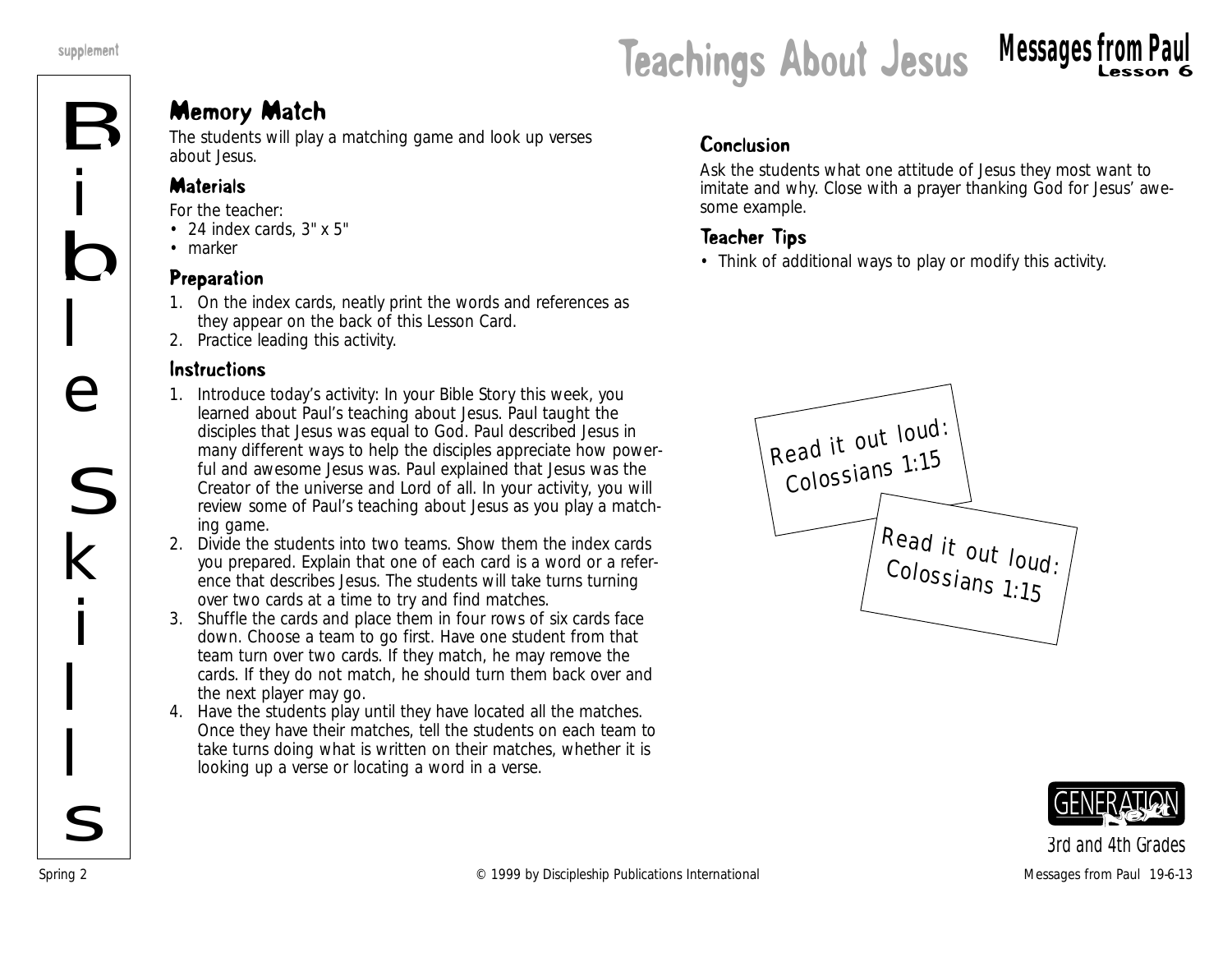# Teachings About Jesus

**Messages from Paul**
**Lesson 6**

supplement

Bible Skills

## Memory Match

The students will play a matching game and look up verses about Jesus.

### Materials

For the teacher:
- 24 index cards, 3" x 5"
- marker

### Preparation

1. On the index cards, neatly print the words and references as they appear on the back of this Lesson Card.
2. Practice leading this activity.

### Instructions

1. Introduce today's activity: In your Bible Story this week, you learned about Paul's teaching about Jesus. Paul taught the disciples that Jesus was equal to God. Paul described Jesus in many different ways to help the disciples appreciate how powerful and awesome Jesus was. Paul explained that Jesus was the Creator of the universe and Lord of all. In your activity, you will review some of Paul's teaching about Jesus as you play a matching game.
2. Divide the students into two teams. Show them the index cards you prepared. Explain that one of each card is a word or a reference that describes Jesus. The students will take turns turning over two cards at a time to try and find matches.
3. Shuffle the cards and place them in four rows of six cards face down. Choose a team to go first. Have one student from that team turn over two cards. If they match, he may remove the cards. If they do not match, he should turn them back over and the next player may go.
4. Have the students play until they have located all the matches. Once they have their matches, tell the students on each team to take turns doing what is written on their matches, whether it is looking up a verse or locating a word in a verse.

### Conclusion

Ask the students what one attitude of Jesus they most want to imitate and why. Close with a prayer thanking God for Jesus' awesome example.

### Teacher Tips

- Think of additional ways to play or modify this activity.

Read it out loud:
Colossians 1:15

Read it out loud:
Colossians 1:15

GENERATION next

3rd and 4th Grades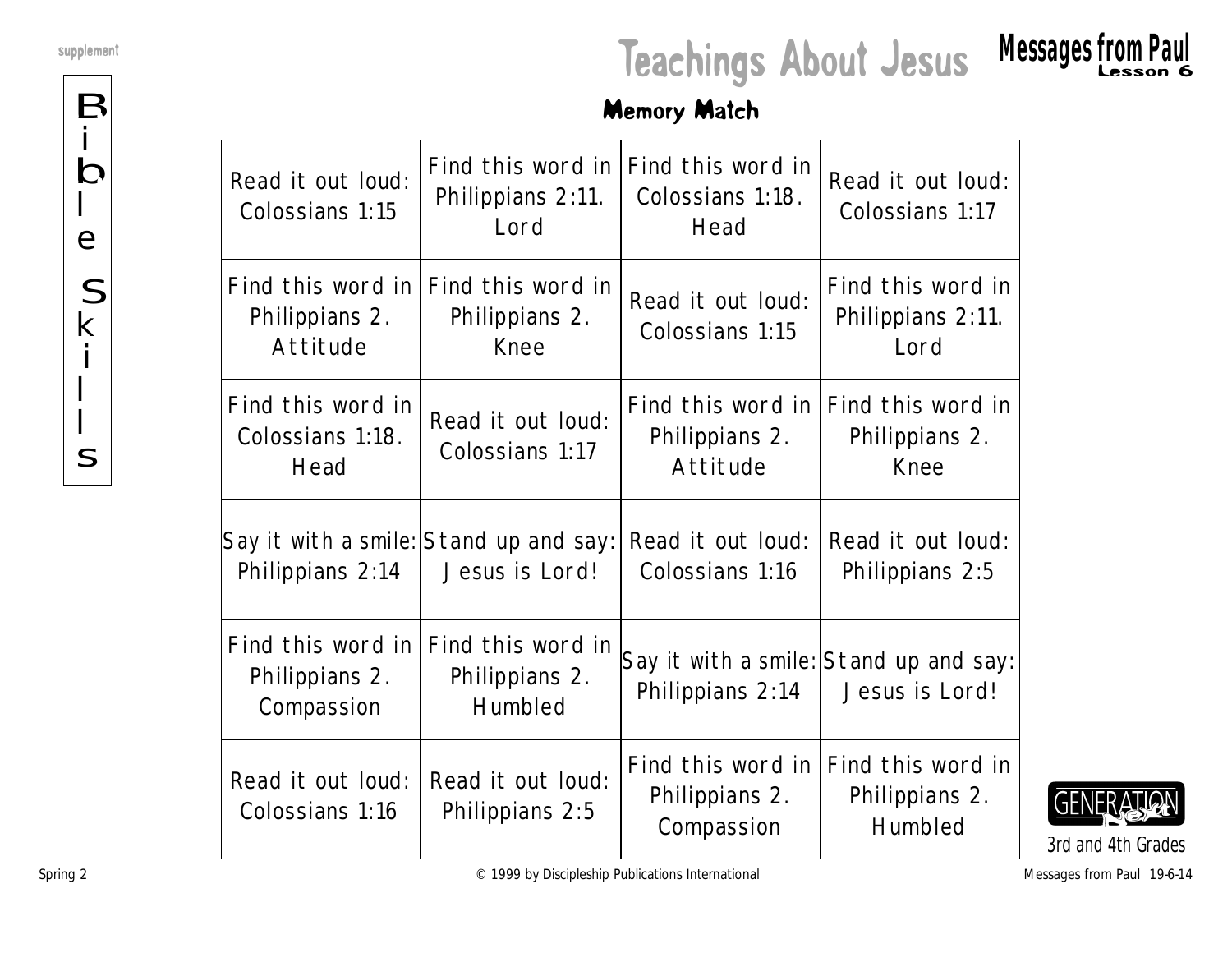supplement

# Teachings About Jesus

**Messages from Paul**
**Lesson 6**

Bible Skills

## Memory Match

| | | | |
|---|---|---|---|
| Read it out loud: Colossians 1:15 | Find this word in Philippians 2:11. Lord | Find this word in Colossians 1:18. Head | Read it out loud: Colossians 1:17 |
| Find this word in Philippians 2. Attitude | Find this word in Philippians 2. Knee | Read it out loud: Colossians 1:15 | Find this word in Philippians 2:11. Lord |
| Find this word in Colossians 1:18. Head | Read it out loud: Colossians 1:17 | Find this word in Philippians 2. Attitude | Find this word in Philippians 2. Knee |
| Say it with a smile: Philippians 2:14 | Stand up and say: Jesus is Lord! | Read it out loud: Colossians 1:16 | Read it out loud: Philippians 2:5 |
| Find this word in Philippians 2. Compassion | Find this word in Philippians 2. Humbled | Say it with a smile: Philippians 2:14 | Stand up and say: Jesus is Lord! |
| Read it out loud: Colossians 1:16 | Read it out loud: Philippians 2:5 | Find this word in Philippians 2. Compassion | Find this word in Philippians 2. Humbled |

GENERATION Next
3rd and 4th Grades

Spring 2 © 1999 by Discipleship Publications International Messages from Paul 19-6-14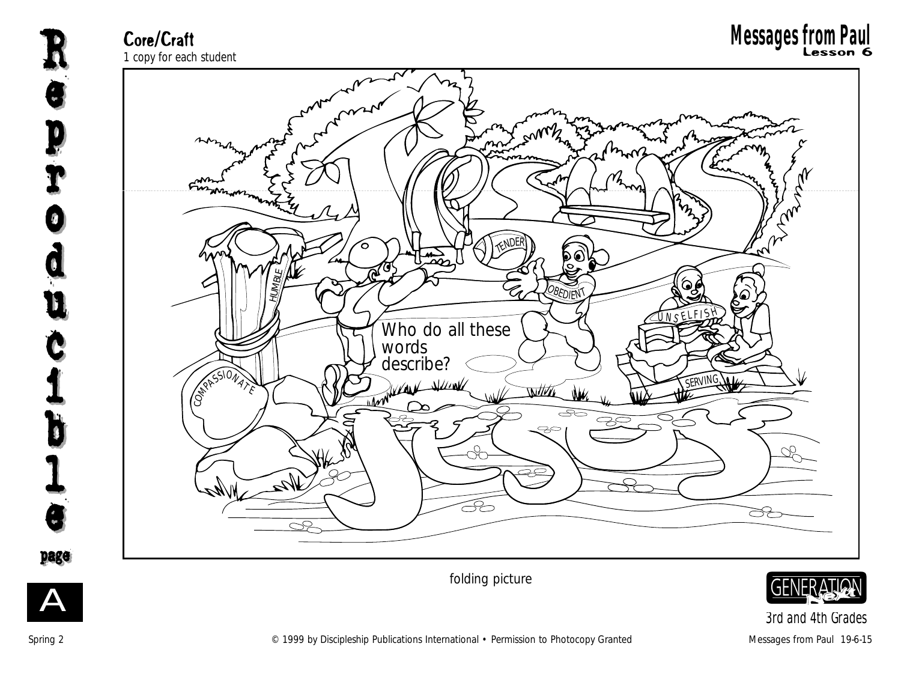**Core/Craft**
1 copy for each student

# Messages from Paul
Lesson 6

HUMBLE

TENDER

OBEDIENT

UNSELFISH

Who do all these words describe?

COMPASSIONATE

SERVING

folding picture

**Reproducible page A**

3rd and 4th Grades

Spring 2

© 1999 by Discipleship Publications International • Permission to Photocopy Granted

Messages from Paul 19-6-15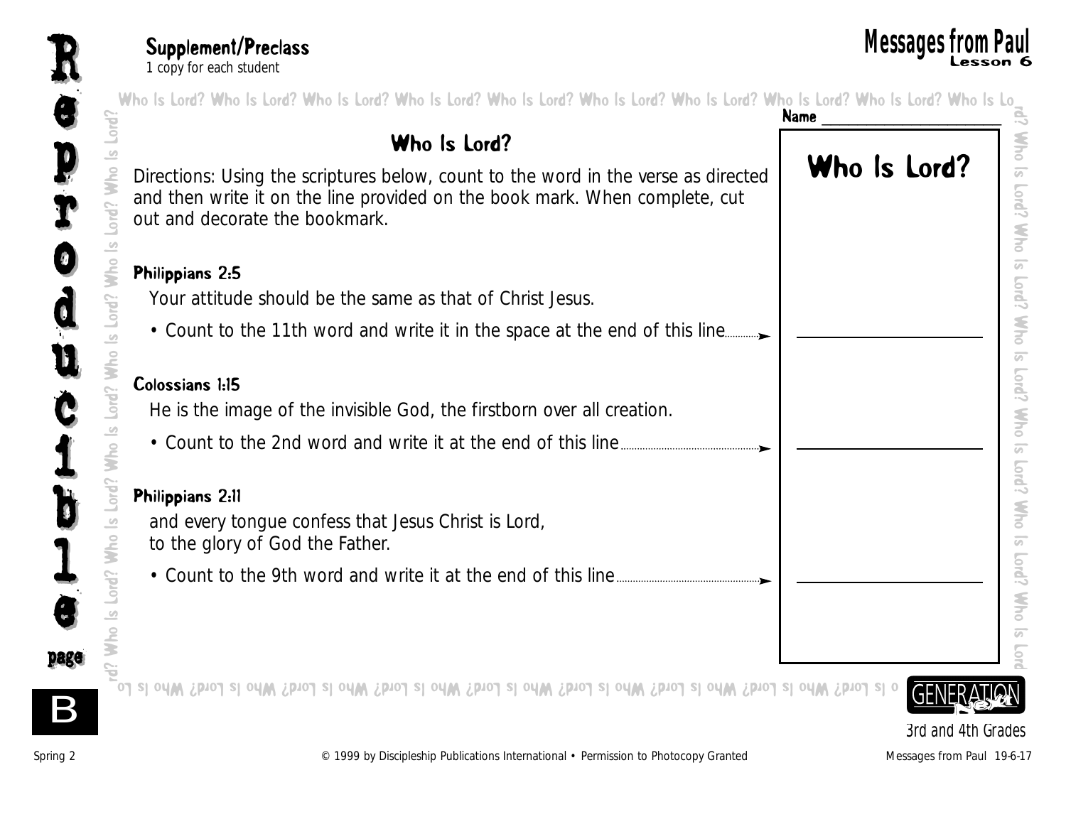**Supplement/Preclass**
1 copy for each student

# Messages from Paul
Lesson 6

## Who Is Lord?

Directions: Using the scriptures below, count to the word in the verse as directed and then write it on the line provided on the book mark. When complete, cut out and decorate the bookmark.

### Philippians 2:5

Your attitude should be the same as that of Christ Jesus.

- Count to the 11th word and write it in the space at the end of this line ............ ➤

### Colossians 1:15

He is the image of the invisible God, the firstborn over all creation.

- Count to the 2nd word and write it at the end of this line ............ ➤

### Philippians 2:11

and every tongue confess that Jesus Christ is Lord,
to the glory of God the Father.

- Count to the 9th word and write it at the end of this line ............ ➤

Name ______________________

## Who Is Lord?

______________________

______________________

______________________

Reproducible page B

3rd and 4th Grades

Spring 2 © 1999 by Discipleship Publications International • Permission to Photocopy Granted Messages from Paul 19-6-17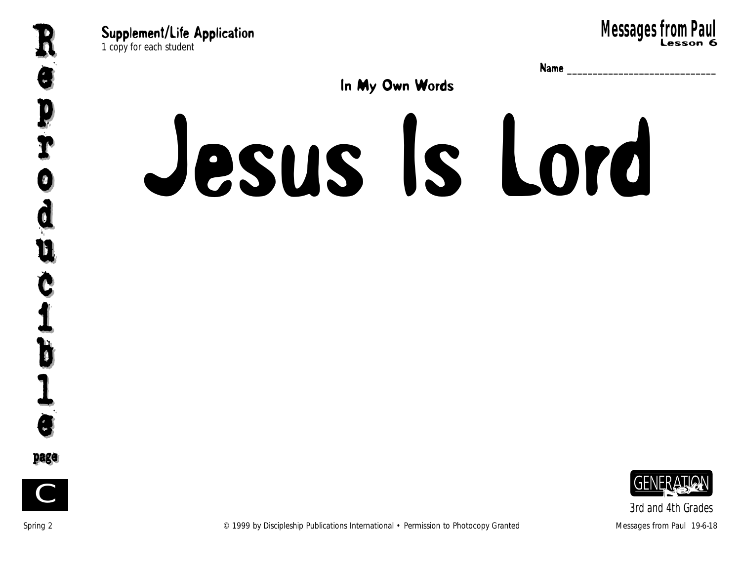**Supplement/Life Application**
*1 copy for each student*

**Messages from Paul**
**Lesson 6**

**Name** ______________________________

### In My Own Words

# Jesus Is Lord

Reproducible page C

3rd and 4th Grades

Spring 2 © 1999 by Discipleship Publications International • Permission to Photocopy Granted Messages from Paul 19-6-18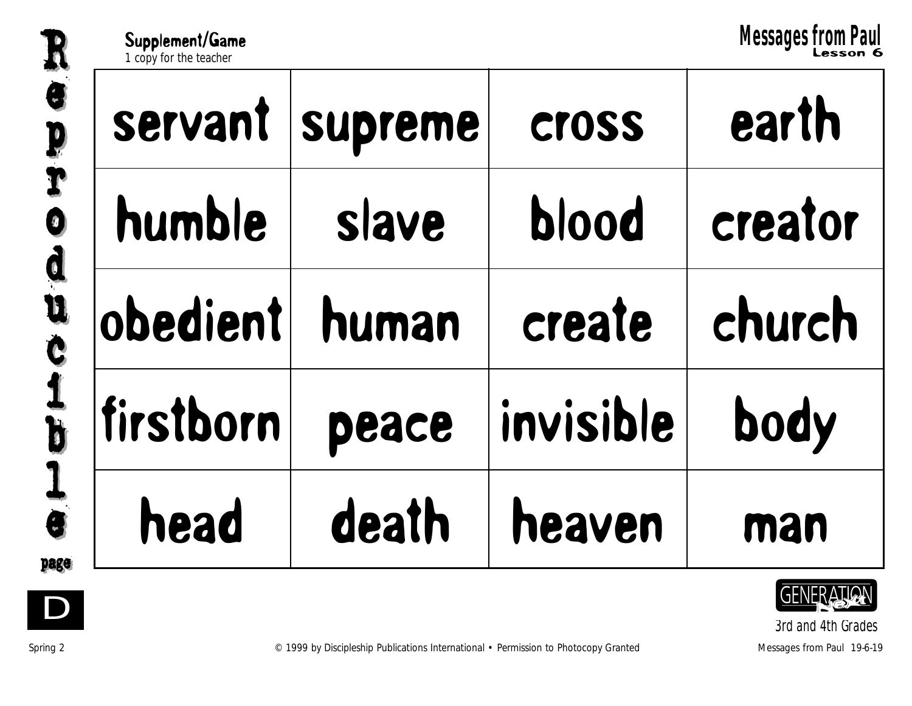Supplement/Game
1 copy for the teacher

**Messages from Paul**
**Lesson 6**

| | | | |
|---|---|---|---|
| servant | supreme | cross | earth |
| humble | slave | blood | creator |
| obedient | human | create | church |
| firstborn | peace | invisible | body |
| head | death | heaven | man |

Reproducible page D

3rd and 4th Grades

© 1999 by Discipleship Publications International • Permission to Photocopy Granted